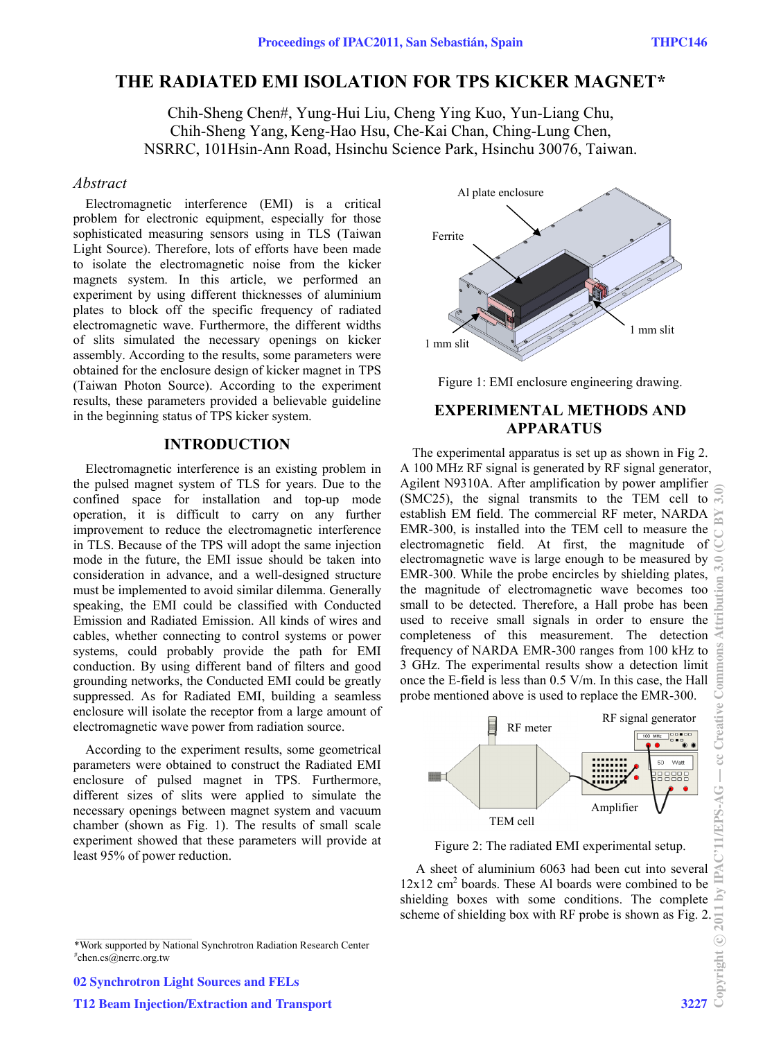# THE RADIATED EMI ISOLATION FOR TPS KICKER MAGNET*

Chih-Sheng Chen#, Yung-Hui Liu, Cheng Ying Kuo, Yun-Liang Chu, Chih-Sheng Yang, Keng-Hao Hsu, Che-Kai Chan, Ching-Lung Chen, NSRRC, 101Hsin-Ann Road, Hsinchu Science Park, Hsinchu 30076, Taiwan.

## *Abstract*

Electromagnetic interference (EMI) is a critical problem for electronic equipment, especially for those sophisticated measuring sensors using in TLS (Taiwan Light Source). Therefore, lots of efforts have been made to isolate the electromagnetic noise from the kicker magnets system. In this article, we performed an experiment by using different thicknesses of aluminium plates to block off the specific frequency of radiated electromagnetic wave. Furthermore, the different widths of slits simulated the necessary openings on kicker assembly. According to the results, some parameters were obtained for the enclosure design of kicker magnet in TPS (Taiwan Photon Source). According to the experiment results, these parameters provided a believable guideline in the beginning status of TPS kicker system.

## INTRODUCTION

Electromagnetic interference is an existing problem in the pulsed magnet system of TLS for years. Due to the confined space for installation and top-up mode operation, it is difficult to carry on any further improvement to reduce the electromagnetic interference in TLS. Because of the TPS will adopt the same injection mode in the future, the EMI issue should be taken into consideration in advance, and a well-designed structure must be implemented to avoid similar dilemma. Generally speaking, the EMI could be classified with Conducted Emission and Radiated Emission. All kinds of wires and cables, whether connecting to control systems or power systems, could probably provide the path for EMI conduction. By using different band of filters and good grounding networks, the Conducted EMI could be greatly suppressed. As for Radiated EMI, building a seamless enclosure will isolate the receptor from a large amount of electromagnetic wave power from radiation source.

According to the experiment results, some geometrical parameters were obtained to construct the Radiated EMI enclosure of pulsed magnet in TPS. Furthermore, different sizes of slits were applied to simulate the necessary openings between magnet system and vacuum chamber (shown as Fig. 1). The results of small scale experiment showed that these parameters will provide at least 95% of power reduction.

Al plate enclosure

Ferrite

1 mm slit

1 mm slit

Figure 1: EMI enclosure engineering drawing.

## EXPERIMENTAL METHODS AND APPARATUS

The experimental apparatus is set up as shown in Fig 2. A 100 MHz RF signal is generated by RF signal generator, Agilent N9310A. After amplification by power amplifier (SMC25), the signal transmits to the TEM cell to establish EM field. The commercial RF meter, NARDA EMR-300, is installed into the TEM cell to measure the electromagnetic field. At first, the magnitude of electromagnetic wave is large enough to be measured by EMR-300. While the probe encircles by shielding plates, the magnitude of electromagnetic wave becomes too small to be detected. Therefore, a Hall probe has been used to receive small signals in order to ensure the completeness of this measurement. The detection frequency of NARDA EMR-300 ranges from 100 kHz to 3 GHz. The experimental results show a detection limit once the E-field is less than 0.5 V/m. In this case, the Hall probe mentioned above is used to replace the EMR-300.

RF signal generator

RF meter

Amplifier

TEM cell

Figure 2: The radiated EMI experimental setup.

A sheet of aluminium 6063 had been cut into several 12x12 cm$^2$ boards. These Al boards were combined to be shielding boxes with some conditions. The complete scheme of shielding box with RF probe is shown as Fig. 2.

*Work supported by National Synchrotron Radiation Research Center
#chen.cs@nerrc.org.tw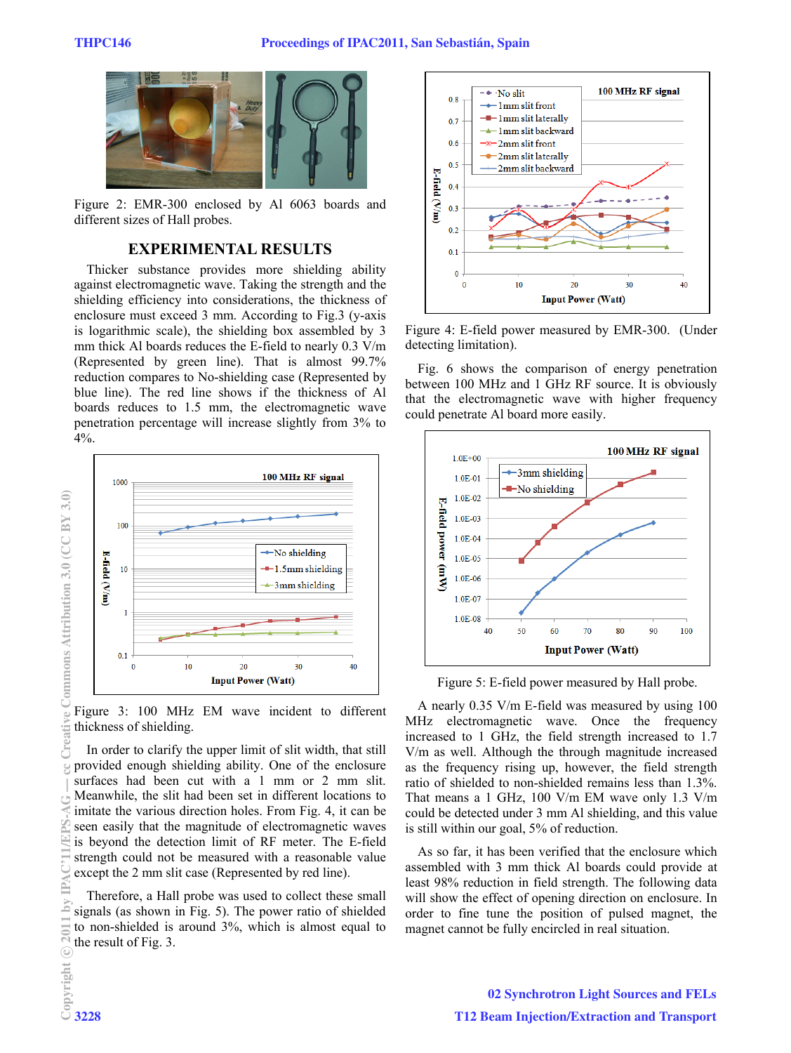Figure 2: EMR-300 enclosed by Al 6063 boards and different sizes of Hall probes.

## EXPERIMENTAL RESULTS

Thicker substance provides more shielding ability against electromagnetic wave. Taking the strength and the shielding efficiency into considerations, the thickness of enclosure must exceed 3 mm. According to Fig.3 (y-axis is logarithmic scale), the shielding box assembled by 3 mm thick Al boards reduces the E-field to nearly 0.3 V/m (Represented by green line). That is almost 99.7% reduction compares to No-shielding case (Represented by blue line). The red line shows if the thickness of Al boards reduces to 1.5 mm, the electromagnetic wave penetration percentage will increase slightly from 3% to 4%.

Figure 3: 100 MHz EM wave incident to different thickness of shielding.

In order to clarify the upper limit of slit width, that still provided enough shielding ability. One of the enclosure surfaces had been cut with a 1 mm or 2 mm slit. Meanwhile, the slit had been set in different locations to imitate the various direction holes. From Fig. 4, it can be seen easily that the magnitude of electromagnetic waves is beyond the detection limit of RF meter. The E-field strength could not be measured with a reasonable value except the 2 mm slit case (Represented by red line).

Therefore, a Hall probe was used to collect these small signals (as shown in Fig. 5). The power ratio of shielded to non-shielded is around 3%, which is almost equal to the result of Fig. 3.

Figure 4: E-field power measured by EMR-300. (Under detecting limitation).

Fig. 6 shows the comparison of energy penetration between 100 MHz and 1 GHz RF source. It is obviously that the electromagnetic wave with higher frequency could penetrate Al board more easily.

Figure 5: E-field power measured by Hall probe.

A nearly 0.35 V/m E-field was measured by using 100 MHz electromagnetic wave. Once the frequency increased to 1 GHz, the field strength increased to 1.7 V/m as well. Although the through magnitude increased as the frequency rising up, however, the field strength ratio of shielded to non-shielded remains less than 1.3%. That means a 1 GHz, 100 V/m EM wave only 1.3 V/m could be detected under 3 mm Al shielding, and this value is still within our goal, 5% of reduction.

As so far, it has been verified that the enclosure which assembled with 3 mm thick Al boards could provide at least 98% reduction in field strength. The following data will show the effect of opening direction on enclosure. In order to fine tune the position of pulsed magnet, the magnet cannot be fully encircled in real situation.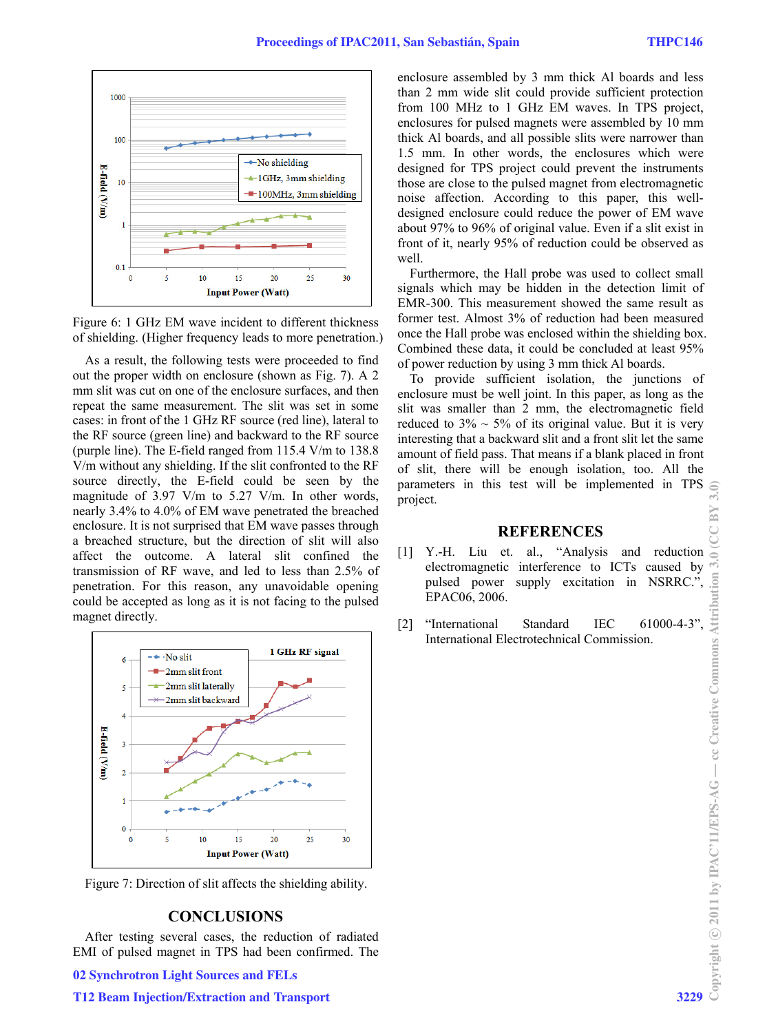1000

100

10

1

0.1

0 5 10 15 20 25 30

E-field (V/m)

Input Power (Watt)

No shielding

1GHz, 3mm shielding

100MHz, 3mm shielding

Figure 6: 1 GHz EM wave incident to different thickness of shielding. (Higher frequency leads to more penetration.)

As a result, the following tests were proceeded to find out the proper width on enclosure (shown as Fig. 7). A 2 mm slit was cut on one of the enclosure surfaces, and then repeat the same measurement. The slit was set in some cases: in front of the 1 GHz RF source (red line), lateral to the RF source (green line) and backward to the RF source (purple line). The E-field ranged from 115.4 V/m to 138.8 V/m without any shielding. If the slit confronted to the RF source directly, the E-field could be seen by the magnitude of 3.97 V/m to 5.27 V/m. In other words, nearly 3.4% to 4.0% of EM wave penetrated the breached enclosure. It is not surprised that EM wave passes through a breached structure, but the direction of slit will also affect the outcome. A lateral slit confined the transmission of RF wave, and led to less than 2.5% of penetration. For this reason, any unavoidable opening could be accepted as long as it is not facing to the pulsed magnet directly.

1 GHz RF signal

6

5

4

3

2

1

0

0 5 10 15 20 25 30

E-field (V/m)

Input Power (Watt)

No slit

2mm slit front

2mm slit laterally

2mm slit backward

Figure 7: Direction of slit affects the shielding ability.

## CONCLUSIONS

After testing several cases, the reduction of radiated EMI of pulsed magnet in TPS had been confirmed. The enclosure assembled by 3 mm thick Al boards and less than 2 mm wide slit could provide sufficient protection from 100 MHz to 1 GHz EM waves. In TPS project, enclosures for pulsed magnets were assembled by 10 mm thick Al boards, and all possible slits were narrower than 1.5 mm. In other words, the enclosures which were designed for TPS project could prevent the instruments those are close to the pulsed magnet from electromagnetic noise affection. According to this paper, this well-designed enclosure could reduce the power of EM wave about 97% to 96% of original value. Even if a slit exist in front of it, nearly 95% of reduction could be observed as well.

Furthermore, the Hall probe was used to collect small signals which may be hidden in the detection limit of EMR-300. This measurement showed the same result as former test. Almost 3% of reduction had been measured once the Hall probe was enclosed within the shielding box. Combined these data, it could be concluded at least 95% of power reduction by using 3 mm thick Al boards.

To provide sufficient isolation, the junctions of enclosure must be well joint. In this paper, as long as the slit was smaller than 2 mm, the electromagnetic field reduced to 3% ~ 5% of its original value. But it is very interesting that a backward slit and a front slit let the same amount of field pass. That means if a blank placed in front of slit, there will be enough isolation, too. All the parameters in this test will be implemented in TPS project.

## REFERENCES

[1] Y.-H. Liu et. al., "Analysis and reduction electromagnetic interference to ICTs caused by pulsed power supply excitation in NSRRC.", EPAC06, 2006.

[2] "International Standard IEC 61000-4-3", International Electrotechnical Commission.